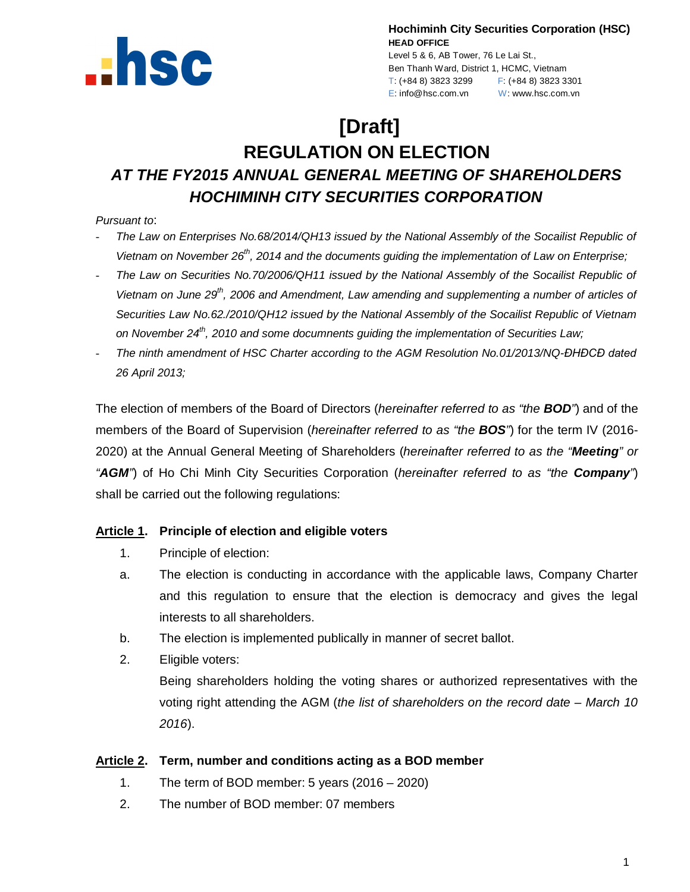**Hochiminh City Securities Corporation (HSC)**
**HEAD OFFICE**
Level 5 & 6, AB Tower, 76 Le Lai St.,
Ben Thanh Ward, District 1, HCMC, Vietnam
T: (+84 8) 3823 3299 F: (+84 8) 3823 3301
E: info@hsc.com.vn W: www.hsc.com.vn

# [Draft]
# REGULATION ON ELECTION
## *AT THE FY2015 ANNUAL GENERAL MEETING OF SHAREHOLDERS HOCHIMINH CITY SECURITIES CORPORATION*

*Pursuant to*:

- *The Law on Enterprises No.68/2014/QH13 issued by the National Assembly of the Socailist Republic of Vietnam on November 26th, 2014 and the documents guiding the implementation of Law on Enterprise;*
- *The Law on Securities No.70/2006/QH11 issued by the National Assembly of the Socailist Republic of Vietnam on June 29th, 2006 and Amendment, Law amending and supplementing a number of articles of Securities Law No.62./2010/QH12 issued by the National Assembly of the Socailist Republic of Vietnam on November 24th, 2010 and some documnents guiding the implementation of Securities Law;*
- *The ninth amendment of HSC Charter according to the AGM Resolution No.01/2013/NQ-ĐHĐCĐ dated 26 April 2013;*

The election of members of the Board of Directors (*hereinafter referred to as "the **BOD**"*) and of the members of the Board of Supervision (*hereinafter referred to as "the **BOS**"*) for the term IV (2016-2020) at the Annual General Meeting of Shareholders (*hereinafter referred to as the "**Meeting**" or "**AGM**"*) of Ho Chi Minh City Securities Corporation (*hereinafter referred to as "the **Company**"*) shall be carried out the following regulations:

### Article 1. Principle of election and eligible voters

1. Principle of election:

a. The election is conducting in accordance with the applicable laws, Company Charter and this regulation to ensure that the election is democracy and gives the legal interests to all shareholders.

b. The election is implemented publically in manner of secret ballot.

2. Eligible voters:

Being shareholders holding the voting shares or authorized representatives with the voting right attending the AGM (*the list of shareholders on the record date – March 10 2016*).

### Article 2. Term, number and conditions acting as a BOD member

1. The term of BOD member: 5 years (2016 – 2020)

2. The number of BOD member: 07 members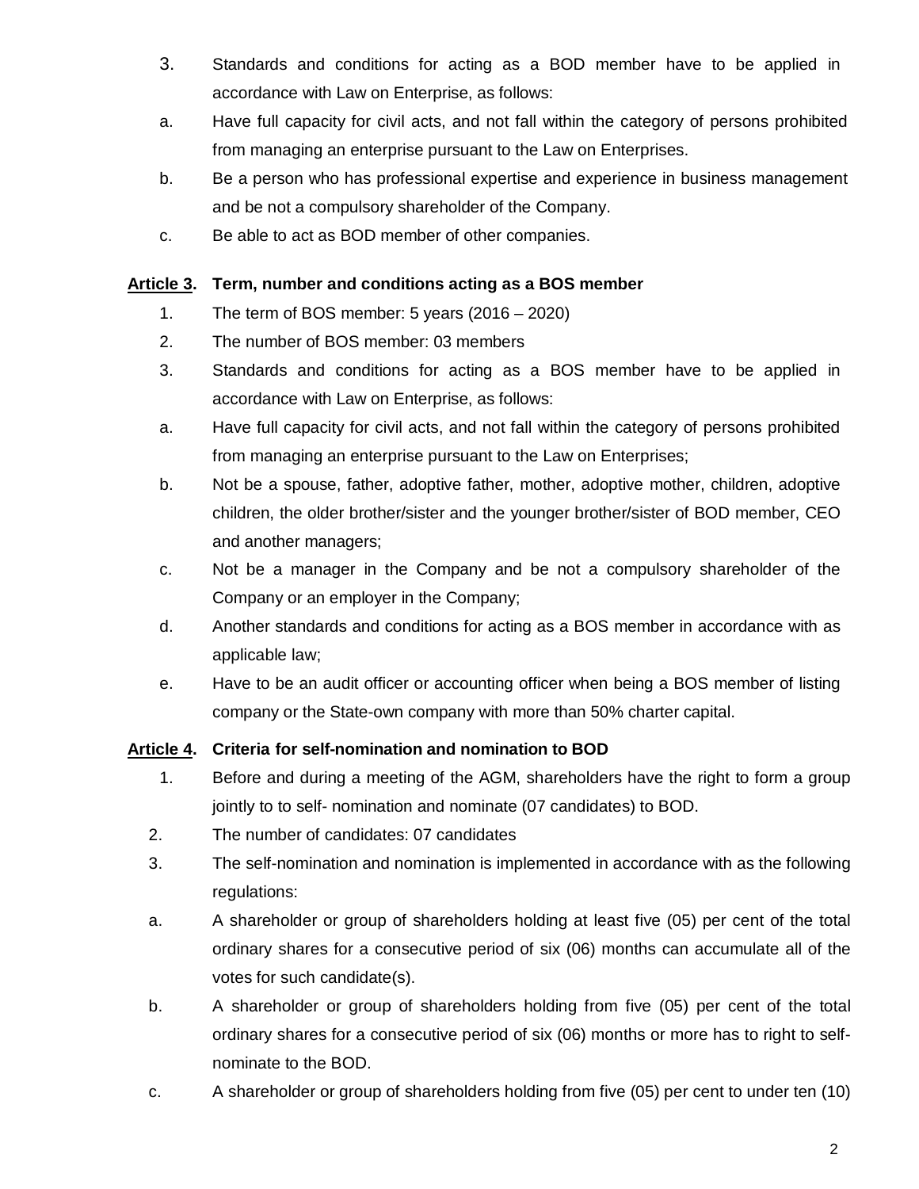3. Standards and conditions for acting as a BOD member have to be applied in accordance with Law on Enterprise, as follows:

a. Have full capacity for civil acts, and not fall within the category of persons prohibited from managing an enterprise pursuant to the Law on Enterprises.

b. Be a person who has professional expertise and experience in business management and be not a compulsory shareholder of the Company.

c. Be able to act as BOD member of other companies.

**Article 3. Term, number and conditions acting as a BOS member**

1. The term of BOS member: 5 years (2016 – 2020)

2. The number of BOS member: 03 members

3. Standards and conditions for acting as a BOS member have to be applied in accordance with Law on Enterprise, as follows:

a. Have full capacity for civil acts, and not fall within the category of persons prohibited from managing an enterprise pursuant to the Law on Enterprises;

b. Not be a spouse, father, adoptive father, mother, adoptive mother, children, adoptive children, the older brother/sister and the younger brother/sister of BOD member, CEO and another managers;

c. Not be a manager in the Company and be not a compulsory shareholder of the Company or an employer in the Company;

d. Another standards and conditions for acting as a BOS member in accordance with as applicable law;

e. Have to be an audit officer or accounting officer when being a BOS member of listing company or the State-own company with more than 50% charter capital.

**Article 4. Criteria for self-nomination and nomination to BOD**

1. Before and during a meeting of the AGM, shareholders have the right to form a group jointly to to self- nomination and nominate (07 candidates) to BOD.

2. The number of candidates: 07 candidates

3. The self-nomination and nomination is implemented in accordance with as the following regulations:

a. A shareholder or group of shareholders holding at least five (05) per cent of the total ordinary shares for a consecutive period of six (06) months can accumulate all of the votes for such candidate(s).

b. A shareholder or group of shareholders holding from five (05) per cent of the total ordinary shares for a consecutive period of six (06) months or more has to right to self-nominate to the BOD.

c. A shareholder or group of shareholders holding from five (05) per cent to under ten (10)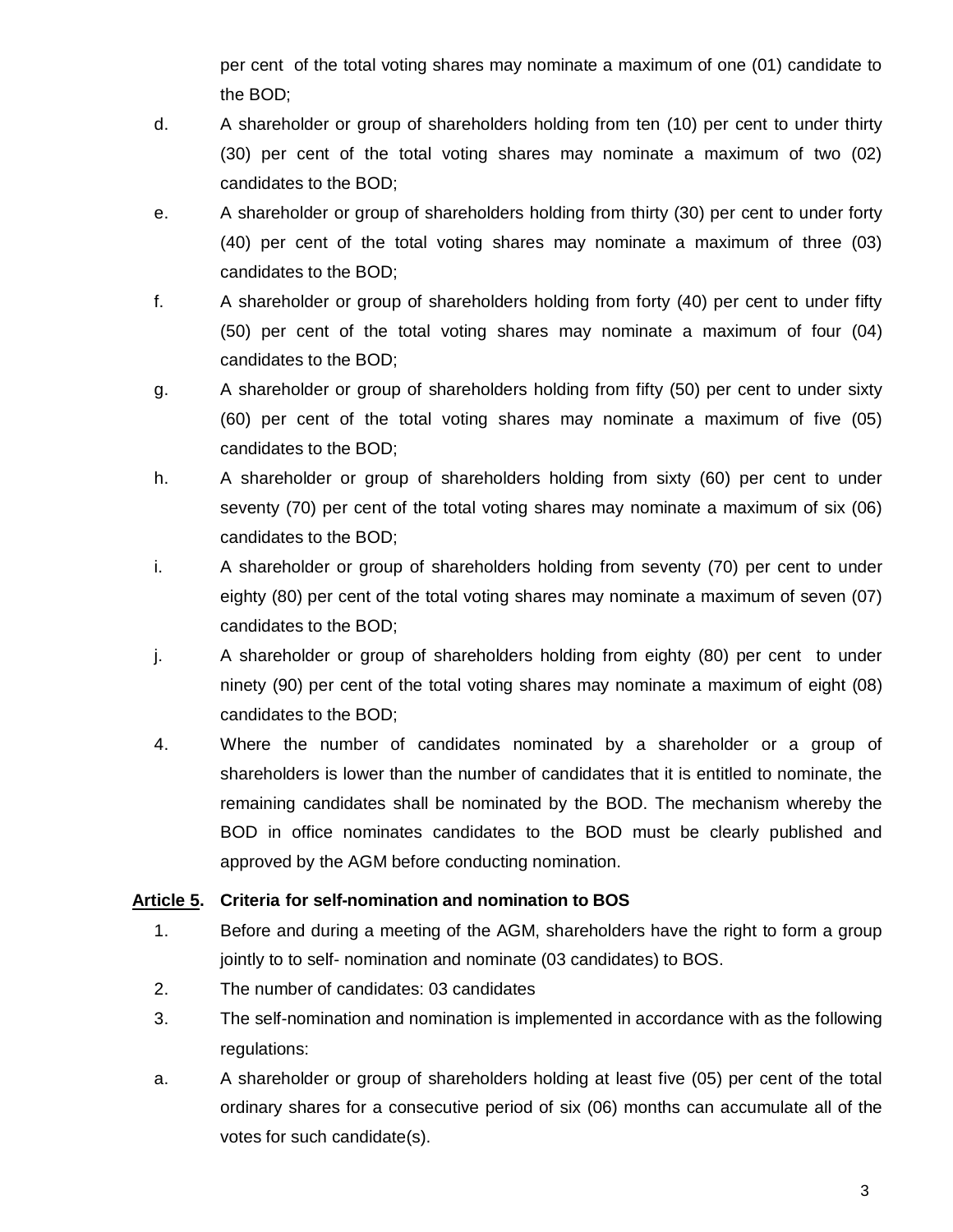per cent of the total voting shares may nominate a maximum of one (01) candidate to the BOD;

d. A shareholder or group of shareholders holding from ten (10) per cent to under thirty (30) per cent of the total voting shares may nominate a maximum of two (02) candidates to the BOD;

e. A shareholder or group of shareholders holding from thirty (30) per cent to under forty (40) per cent of the total voting shares may nominate a maximum of three (03) candidates to the BOD;

f. A shareholder or group of shareholders holding from forty (40) per cent to under fifty (50) per cent of the total voting shares may nominate a maximum of four (04) candidates to the BOD;

g. A shareholder or group of shareholders holding from fifty (50) per cent to under sixty (60) per cent of the total voting shares may nominate a maximum of five (05) candidates to the BOD;

h. A shareholder or group of shareholders holding from sixty (60) per cent to under seventy (70) per cent of the total voting shares may nominate a maximum of six (06) candidates to the BOD;

i. A shareholder or group of shareholders holding from seventy (70) per cent to under eighty (80) per cent of the total voting shares may nominate a maximum of seven (07) candidates to the BOD;

j. A shareholder or group of shareholders holding from eighty (80) per cent to under ninety (90) per cent of the total voting shares may nominate a maximum of eight (08) candidates to the BOD;

4. Where the number of candidates nominated by a shareholder or a group of shareholders is lower than the number of candidates that it is entitled to nominate, the remaining candidates shall be nominated by the BOD. The mechanism whereby the BOD in office nominates candidates to the BOD must be clearly published and approved by the AGM before conducting nomination.

**Article 5. Criteria for self-nomination and nomination to BOS**

1. Before and during a meeting of the AGM, shareholders have the right to form a group jointly to to self- nomination and nominate (03 candidates) to BOS.

2. The number of candidates: 03 candidates

3. The self-nomination and nomination is implemented in accordance with as the following regulations:

a. A shareholder or group of shareholders holding at least five (05) per cent of the total ordinary shares for a consecutive period of six (06) months can accumulate all of the votes for such candidate(s).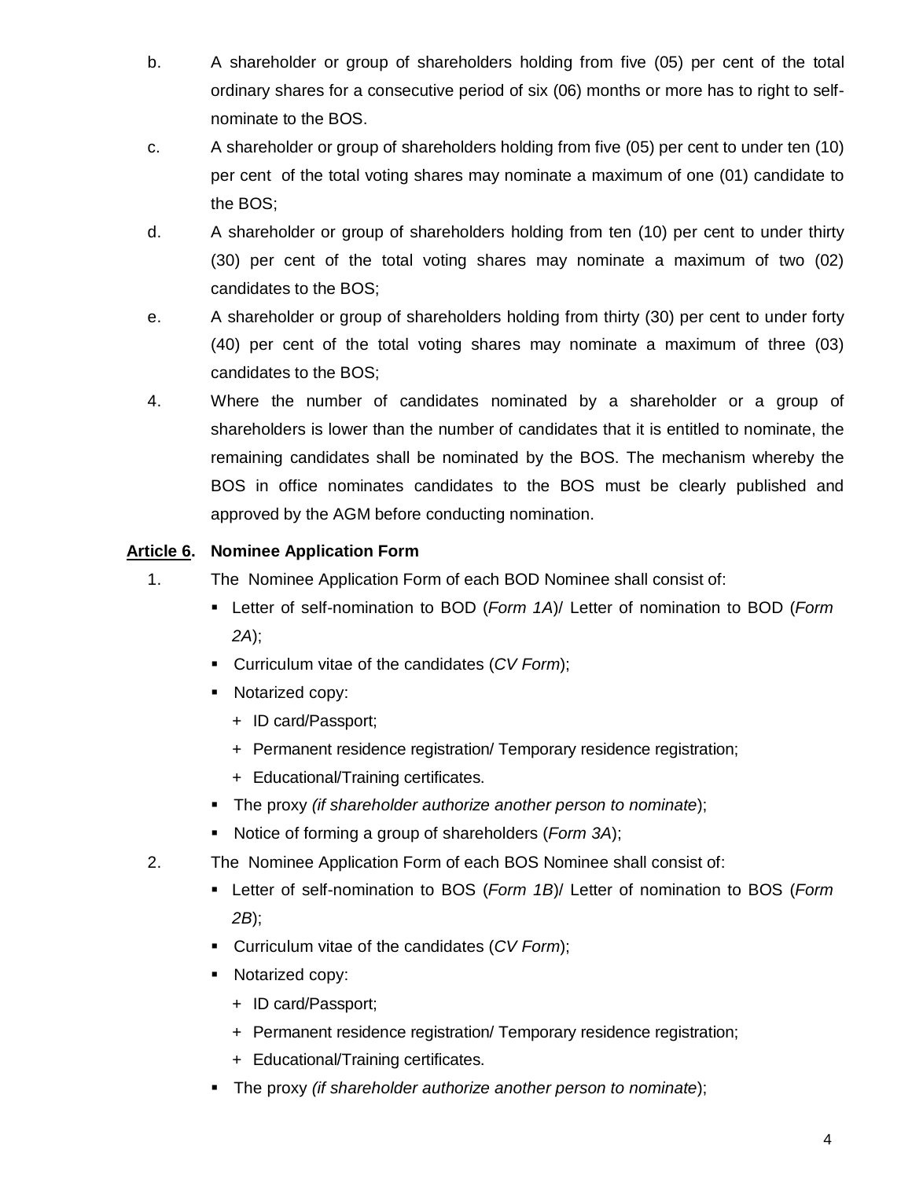b. A shareholder or group of shareholders holding from five (05) per cent of the total ordinary shares for a consecutive period of six (06) months or more has to right to self-nominate to the BOS.

c. A shareholder or group of shareholders holding from five (05) per cent to under ten (10) per cent of the total voting shares may nominate a maximum of one (01) candidate to the BOS;

d. A shareholder or group of shareholders holding from ten (10) per cent to under thirty (30) per cent of the total voting shares may nominate a maximum of two (02) candidates to the BOS;

e. A shareholder or group of shareholders holding from thirty (30) per cent to under forty (40) per cent of the total voting shares may nominate a maximum of three (03) candidates to the BOS;

4. Where the number of candidates nominated by a shareholder or a group of shareholders is lower than the number of candidates that it is entitled to nominate, the remaining candidates shall be nominated by the BOS. The mechanism whereby the BOS in office nominates candidates to the BOS must be clearly published and approved by the AGM before conducting nomination.

**Article 6. Nominee Application Form**

1. The Nominee Application Form of each BOD Nominee shall consist of:
   - Letter of self-nomination to BOD (*Form 1A*)/ Letter of nomination to BOD (*Form 2A*);
   - Curriculum vitae of the candidates (*CV Form*);
   - Notarized copy:
     + ID card/Passport;
     + Permanent residence registration/ Temporary residence registration;
     + Educational/Training certificates.
   - The proxy *(if shareholder authorize another person to nominate*);
   - Notice of forming a group of shareholders (*Form 3A*);

2. The Nominee Application Form of each BOS Nominee shall consist of:
   - Letter of self-nomination to BOS (*Form 1B*)/ Letter of nomination to BOS (*Form 2B*);
   - Curriculum vitae of the candidates (*CV Form*);
   - Notarized copy:
     + ID card/Passport;
     + Permanent residence registration/ Temporary residence registration;
     + Educational/Training certificates.
   - The proxy *(if shareholder authorize another person to nominate*);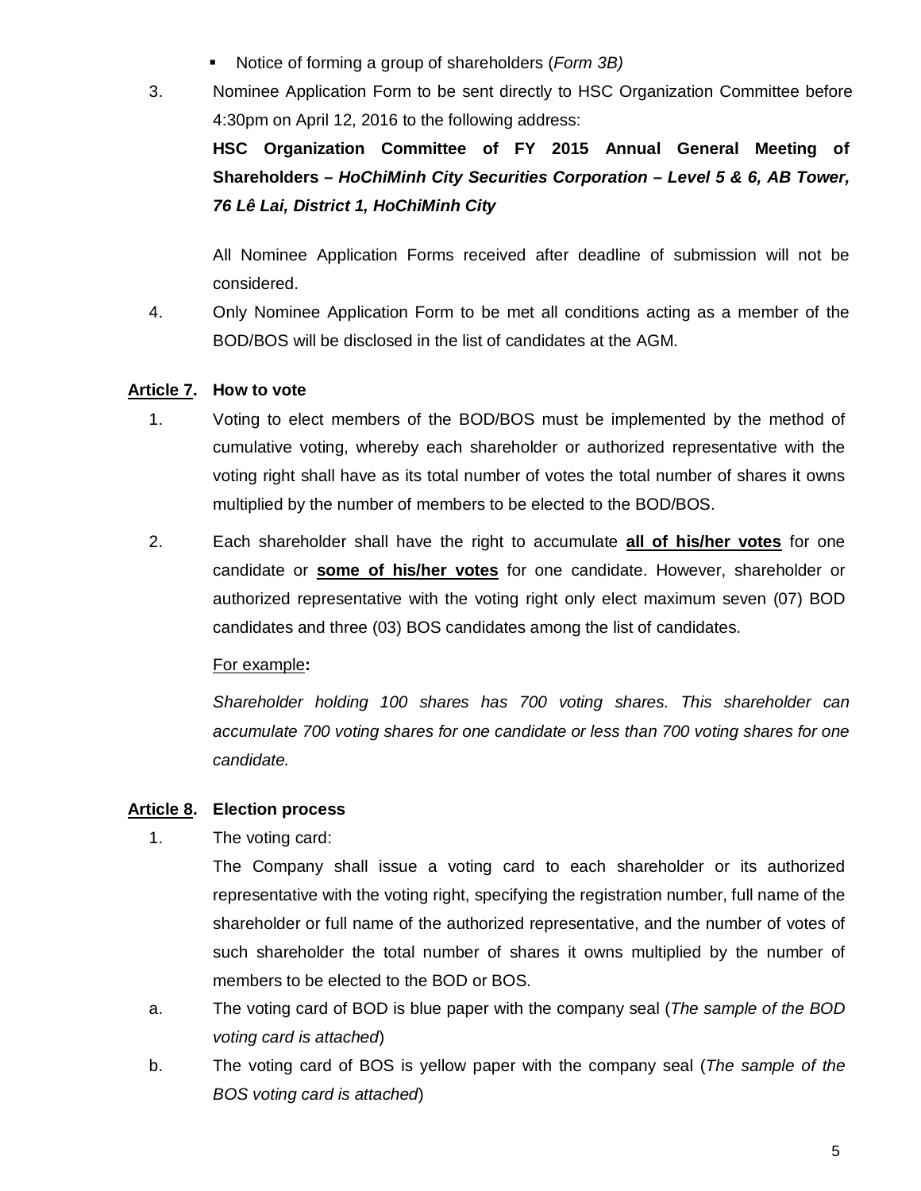- Notice of forming a group of shareholders (*Form 3B)*

3. Nominee Application Form to be sent directly to HSC Organization Committee before 4:30pm on April 12, 2016 to the following address:

   **HSC Organization Committee of FY 2015 Annual General Meeting of Shareholders –** ***HoChiMinh City Securities Corporation – Level 5 & 6, AB Tower, 76 Lê Lai, District 1, HoChiMinh City***

   All Nominee Application Forms received after deadline of submission will not be considered.

4. Only Nominee Application Form to be met all conditions acting as a member of the BOD/BOS will be disclosed in the list of candidates at the AGM.

**<u>Article 7</u>. How to vote**

1. Voting to elect members of the BOD/BOS must be implemented by the method of cumulative voting, whereby each shareholder or authorized representative with the voting right shall have as its total number of votes the total number of shares it owns multiplied by the number of members to be elected to the BOD/BOS.

2. Each shareholder shall have the right to accumulate **<u>all of his/her votes</u>** for one candidate or **<u>some of his/her votes</u>** for one candidate. However, shareholder or authorized representative with the voting right only elect maximum seven (07) BOD candidates and three (03) BOS candidates among the list of candidates.

   <u>For example</u>**:**

   *Shareholder holding 100 shares has 700 voting shares. This shareholder can accumulate 700 voting shares for one candidate or less than 700 voting shares for one candidate.*

**<u>Article 8</u>. Election process**

1. The voting card:

   The Company shall issue a voting card to each shareholder or its authorized representative with the voting right, specifying the registration number, full name of the shareholder or full name of the authorized representative, and the number of votes of such shareholder the total number of shares it owns multiplied by the number of members to be elected to the BOD or BOS.

a. The voting card of BOD is blue paper with the company seal (*The sample of the BOD voting card is attached*)

b. The voting card of BOS is yellow paper with the company seal (*The sample of the BOS voting card is attached*)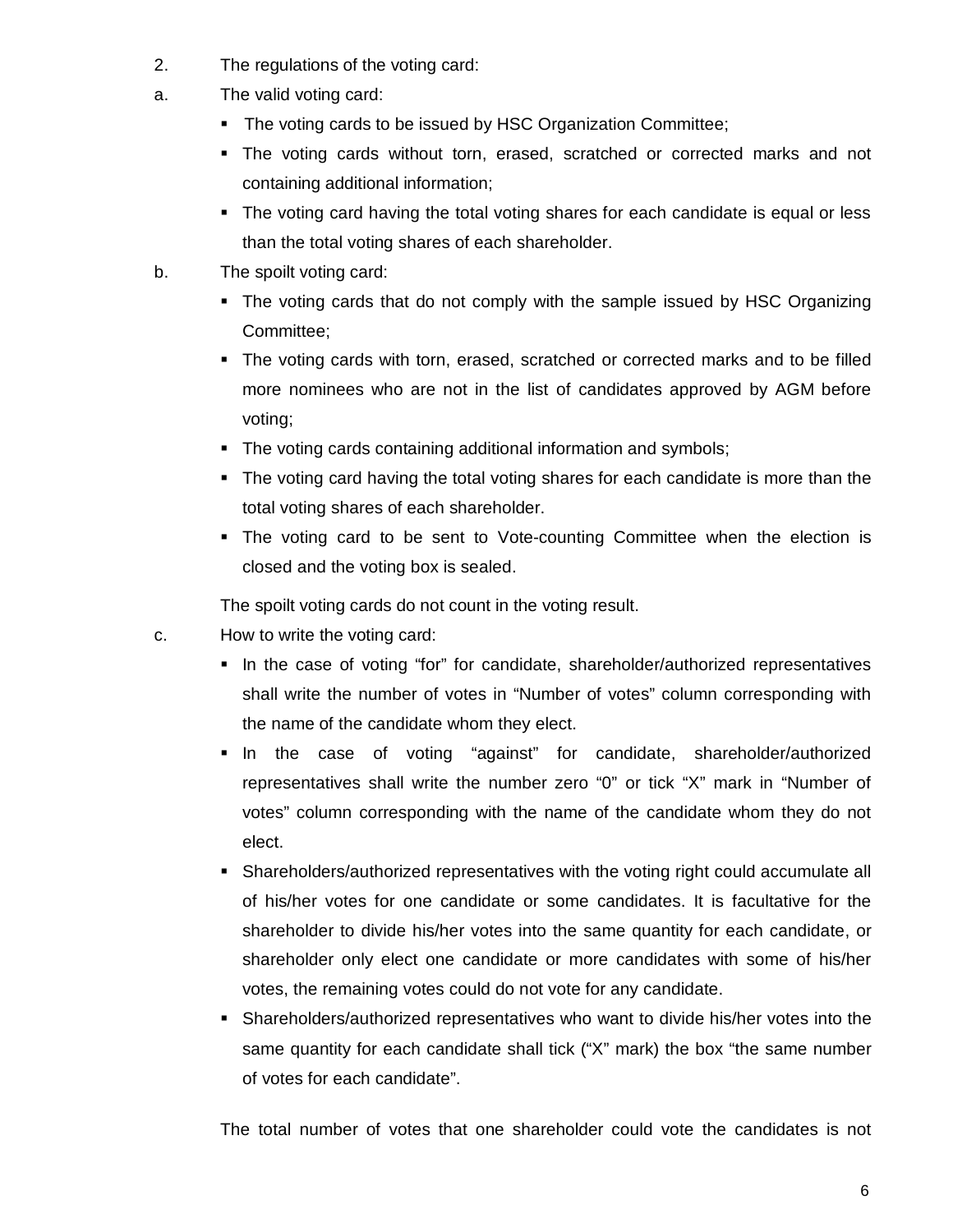2. The regulations of the voting card:

a. The valid voting card:

- The voting cards to be issued by HSC Organization Committee;
- The voting cards without torn, erased, scratched or corrected marks and not containing additional information;
- The voting card having the total voting shares for each candidate is equal or less than the total voting shares of each shareholder.

b. The spoilt voting card:

- The voting cards that do not comply with the sample issued by HSC Organizing Committee;
- The voting cards with torn, erased, scratched or corrected marks and to be filled more nominees who are not in the list of candidates approved by AGM before voting;
- The voting cards containing additional information and symbols;
- The voting card having the total voting shares for each candidate is more than the total voting shares of each shareholder.
- The voting card to be sent to Vote-counting Committee when the election is closed and the voting box is sealed.

The spoilt voting cards do not count in the voting result.

c. How to write the voting card:

- In the case of voting "for" for candidate, shareholder/authorized representatives shall write the number of votes in "Number of votes" column corresponding with the name of the candidate whom they elect.
- In the case of voting "against" for candidate, shareholder/authorized representatives shall write the number zero "0" or tick "X" mark in "Number of votes" column corresponding with the name of the candidate whom they do not elect.
- Shareholders/authorized representatives with the voting right could accumulate all of his/her votes for one candidate or some candidates. It is facultative for the shareholder to divide his/her votes into the same quantity for each candidate, or shareholder only elect one candidate or more candidates with some of his/her votes, the remaining votes could do not vote for any candidate.
- Shareholders/authorized representatives who want to divide his/her votes into the same quantity for each candidate shall tick ("X" mark) the box "the same number of votes for each candidate".

The total number of votes that one shareholder could vote the candidates is not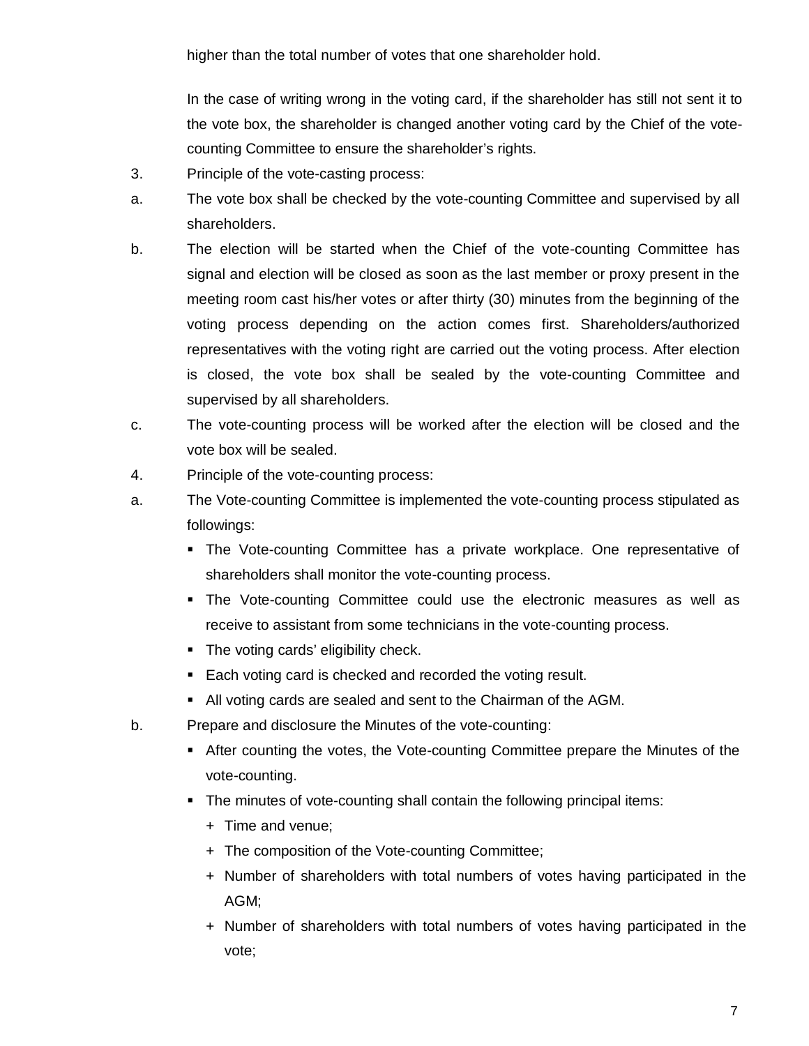higher than the total number of votes that one shareholder hold.

In the case of writing wrong in the voting card, if the shareholder has still not sent it to the vote box, the shareholder is changed another voting card by the Chief of the vote-counting Committee to ensure the shareholder's rights.

3. Principle of the vote-casting process:

a. The vote box shall be checked by the vote-counting Committee and supervised by all shareholders.

b. The election will be started when the Chief of the vote-counting Committee has signal and election will be closed as soon as the last member or proxy present in the meeting room cast his/her votes or after thirty (30) minutes from the beginning of the voting process depending on the action comes first. Shareholders/authorized representatives with the voting right are carried out the voting process. After election is closed, the vote box shall be sealed by the vote-counting Committee and supervised by all shareholders.

c. The vote-counting process will be worked after the election will be closed and the vote box will be sealed.

4. Principle of the vote-counting process:

a. The Vote-counting Committee is implemented the vote-counting process stipulated as followings:
   - The Vote-counting Committee has a private workplace. One representative of shareholders shall monitor the vote-counting process.
   - The Vote-counting Committee could use the electronic measures as well as receive to assistant from some technicians in the vote-counting process.
   - The voting cards' eligibility check.
   - Each voting card is checked and recorded the voting result.
   - All voting cards are sealed and sent to the Chairman of the AGM.

b. Prepare and disclosure the Minutes of the vote-counting:
   - After counting the votes, the Vote-counting Committee prepare the Minutes of the vote-counting.
   - The minutes of vote-counting shall contain the following principal items:
     + Time and venue;
     + The composition of the Vote-counting Committee;
     + Number of shareholders with total numbers of votes having participated in the AGM;
     + Number of shareholders with total numbers of votes having participated in the vote;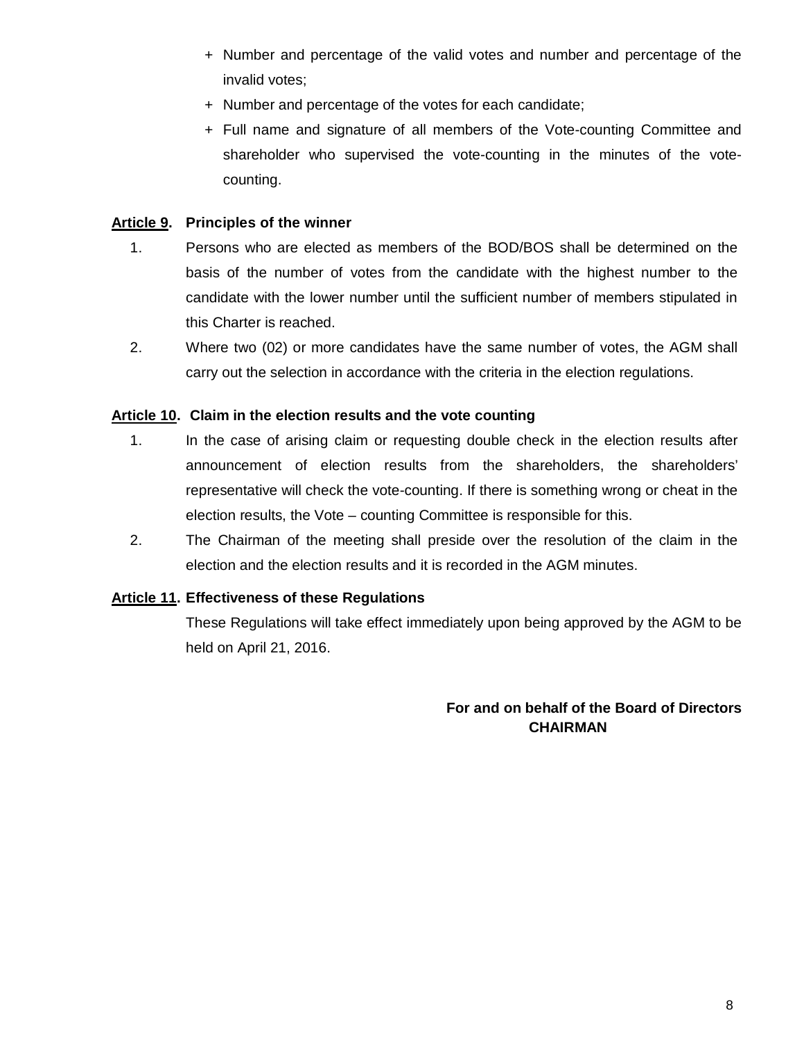+ Number and percentage of the valid votes and number and percentage of the invalid votes;
+ Number and percentage of the votes for each candidate;
+ Full name and signature of all members of the Vote-counting Committee and shareholder who supervised the vote-counting in the minutes of the vote-counting.

**Article 9. Principles of the winner**

1. Persons who are elected as members of the BOD/BOS shall be determined on the basis of the number of votes from the candidate with the highest number to the candidate with the lower number until the sufficient number of members stipulated in this Charter is reached.
2. Where two (02) or more candidates have the same number of votes, the AGM shall carry out the selection in accordance with the criteria in the election regulations.

**Article 10. Claim in the election results and the vote counting**

1. In the case of arising claim or requesting double check in the election results after announcement of election results from the shareholders, the shareholders' representative will check the vote-counting. If there is something wrong or cheat in the election results, the Vote – counting Committee is responsible for this.
2. The Chairman of the meeting shall preside over the resolution of the claim in the election and the election results and it is recorded in the AGM minutes.

**Article 11. Effectiveness of these Regulations**

These Regulations will take effect immediately upon being approved by the AGM to be held on April 21, 2016.

**For and on behalf of the Board of Directors**
**CHAIRMAN**